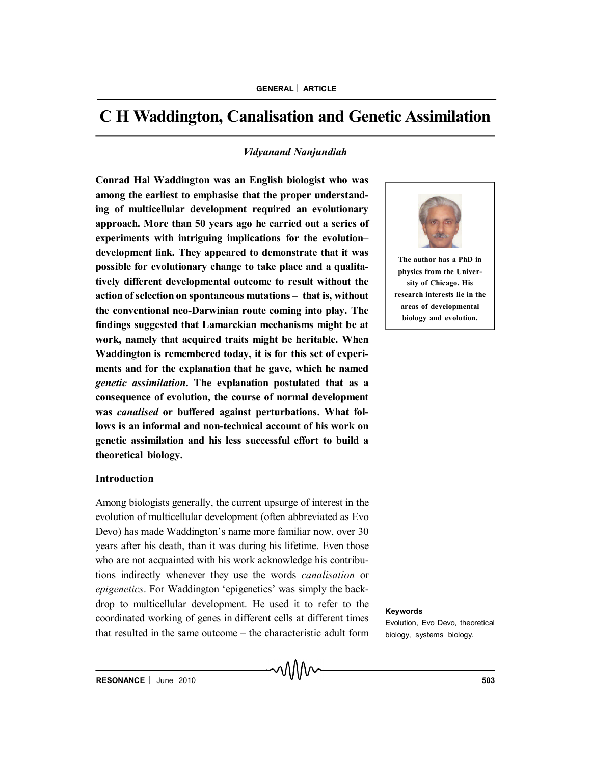# C H Waddington, Canalisation and Genetic Assimilation

*Vidyanand Nanjundiah*

**Conrad Hal Waddington was an English biologist who was among the earliest to emphasise that the proper understanding of multicellular development required an evolutionary approach. More than 50 years ago he carried out a series of experiments with intriguing implications for the evolution–development link. They appeared to demonstrate that it was possible for evolutionary change to take place and a qualitatively different developmental outcome to result without the action of selection on spontaneous mutations – that is, without the conventional neo-Darwinian route coming into play. The findings suggested that Lamarckian mechanisms might be at work, namely that acquired traits might be heritable. When Waddington is remembered today, it is for this set of experiments and for the explanation that he gave, which he named *genetic assimilation*. The explanation postulated that as a consequence of evolution, the course of normal development was *canalised* or buffered against perturbations. What follows is an informal and non-technical account of his work on genetic assimilation and his less successful effort to build a theoretical biology.**

**The author has a PhD in physics from the University of Chicago. His research interests lie in the areas of developmental biology and evolution.**

## Introduction

Among biologists generally, the current upsurge of interest in the evolution of multicellular development (often abbreviated as Evo Devo) has made Waddington's name more familiar now, over 30 years after his death, than it was during his lifetime. Even those who are not acquainted with his work acknowledge his contributions indirectly whenever they use the words *canalisation* or *epigenetics*. For Waddington 'epigenetics' was simply the backdrop to multicellular development. He used it to refer to the coordinated working of genes in different cells at different times that resulted in the same outcome – the characteristic adult form

**Keywords**

Evolution, Evo Devo, theoretical biology, systems biology.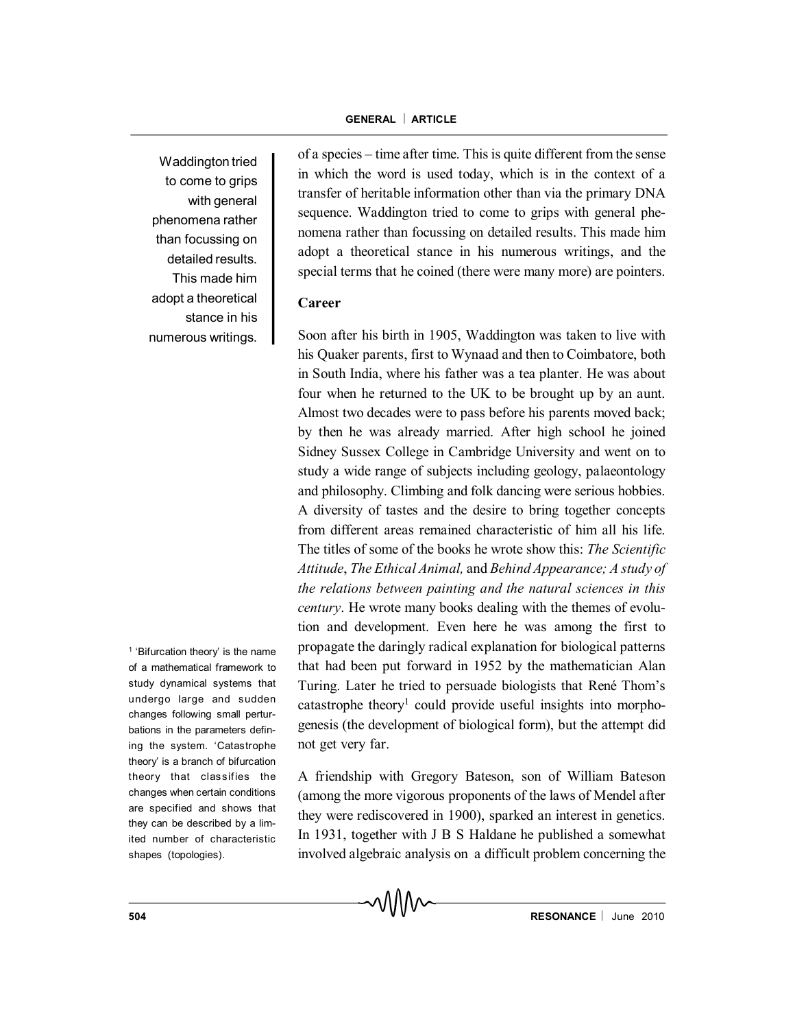of a species – time after time. This is quite different from the sense in which the word is used today, which is in the context of a transfer of heritable information other than via the primary DNA sequence. Waddington tried to come to grips with general phenomena rather than focussing on detailed results. This made him adopt a theoretical stance in his numerous writings, and the special terms that he coined (there were many more) are pointers.

Waddington tried to come to grips with general phenomena rather than focussing on detailed results. This made him adopt a theoretical stance in his numerous writings.

**Career**

Soon after his birth in 1905, Waddington was taken to live with his Quaker parents, first to Wynaad and then to Coimbatore, both in South India, where his father was a tea planter. He was about four when he returned to the UK to be brought up by an aunt. Almost two decades were to pass before his parents moved back; by then he was already married. After high school he joined Sidney Sussex College in Cambridge University and went on to study a wide range of subjects including geology, palaeontology and philosophy. Climbing and folk dancing were serious hobbies. A diversity of tastes and the desire to bring together concepts from different areas remained characteristic of him all his life. The titles of some of the books he wrote show this: *The Scientific Attitude*, *The Ethical Animal,* and *Behind Appearance; A study of the relations between painting and the natural sciences in this century*. He wrote many books dealing with the themes of evolution and development. Even here he was among the first to propagate the daringly radical explanation for biological patterns that had been put forward in 1952 by the mathematician Alan Turing. Later he tried to persuade biologists that René Thom's catastrophe theory[1] could provide useful insights into morphogenesis (the development of biological form), but the attempt did not get very far.

[1] 'Bifurcation theory' is the name of a mathematical framework to study dynamical systems that undergo large and sudden changes following small perturbations in the parameters defining the system. 'Catastrophe theory' is a branch of bifurcation theory that classifies the changes when certain conditions are specified and shows that they can be described by a limited number of characteristic shapes (topologies).

A friendship with Gregory Bateson, son of William Bateson (among the more vigorous proponents of the laws of Mendel after they were rediscovered in 1900), sparked an interest in genetics. In 1931, together with J B S Haldane he published a somewhat involved algebraic analysis on a difficult problem concerning the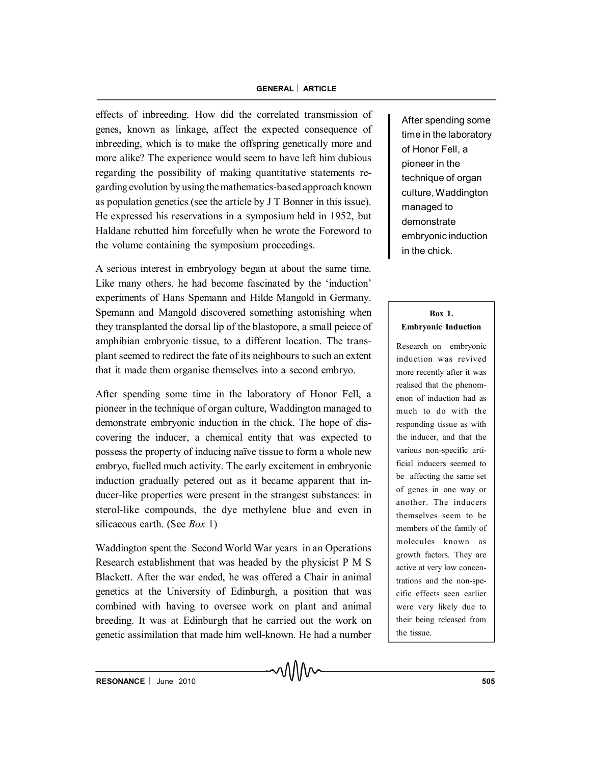effects of inbreeding. How did the correlated transmission of genes, known as linkage, affect the expected consequence of inbreeding, which is to make the offspring genetically more and more alike? The experience would seem to have left him dubious regarding the possibility of making quantitative statements regarding evolution by using the mathematics-based approach known as population genetics (see the article by J T Bonner in this issue). He expressed his reservations in a symposium held in 1952, but Haldane rebutted him forcefully when he wrote the Foreword to the volume containing the symposium proceedings.

A serious interest in embryology began at about the same time. Like many others, he had become fascinated by the 'induction' experiments of Hans Spemann and Hilde Mangold in Germany. Spemann and Mangold discovered something astonishing when they transplanted the dorsal lip of the blastopore, a small peiece of amphibian embryonic tissue, to a different location. The transplant seemed to redirect the fate of its neighbours to such an extent that it made them organise themselves into a second embryo.

After spending some time in the laboratory of Honor Fell, a pioneer in the technique of organ culture, Waddington managed to demonstrate embryonic induction in the chick. The hope of discovering the inducer, a chemical entity that was expected to possess the property of inducing naïve tissue to form a whole new embryo, fuelled much activity. The early excitement in embryonic induction gradually petered out as it became apparent that inducer-like properties were present in the strangest substances: in sterol-like compounds, the dye methylene blue and even in silicaeous earth. (See *Box* 1)

Waddington spent the Second World War years in an Operations Research establishment that was headed by the physicist P M S Blackett. After the war ended, he was offered a Chair in animal genetics at the University of Edinburgh, a position that was combined with having to oversee work on plant and animal breeding. It was at Edinburgh that he carried out the work on genetic assimilation that made him well-known. He had a number

> After spending some time in the laboratory of Honor Fell, a pioneer in the technique of organ culture, Waddington managed to demonstrate embryonic induction in the chick.

**Box 1. Embryonic Induction**

Research on embryonic induction was revived more recently after it was realised that the phenomenon of induction had as much to do with the responding tissue as with the inducer, and that the various non-specific artificial inducers seemed to be affecting the same set of genes in one way or another. The inducers themselves seem to be members of the family of molecules known as growth factors. They are active at very low concentrations and the non-specific effects seen earlier were very likely due to their being released from the tissue.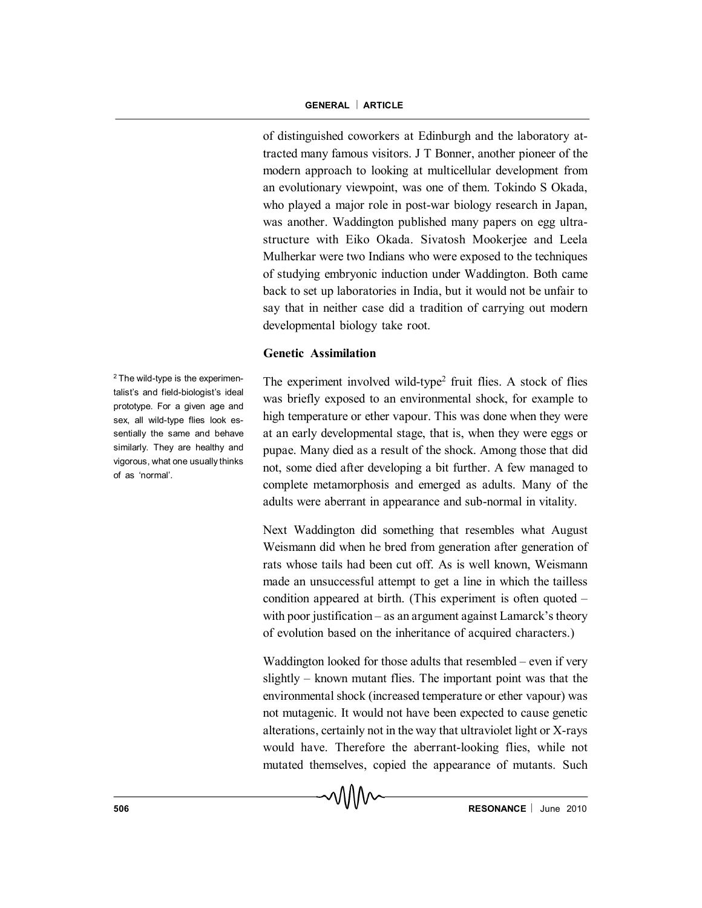of distinguished coworkers at Edinburgh and the laboratory attracted many famous visitors. J T Bonner, another pioneer of the modern approach to looking at multicellular development from an evolutionary viewpoint, was one of them. Tokindo S Okada, who played a major role in post-war biology research in Japan, was another. Waddington published many papers on egg ultrastructure with Eiko Okada. Sivatosh Mookerjee and Leela Mulherkar were two Indians who were exposed to the techniques of studying embryonic induction under Waddington. Both came back to set up laboratories in India, but it would not be unfair to say that in neither case did a tradition of carrying out modern developmental biology take root.

## Genetic Assimilation

The experiment involved wild-type[2] fruit flies. A stock of flies was briefly exposed to an environmental shock, for example to high temperature or ether vapour. This was done when they were at an early developmental stage, that is, when they were eggs or pupae. Many died as a result of the shock. Among those that did not, some died after developing a bit further. A few managed to complete metamorphosis and emerged as adults. Many of the adults were aberrant in appearance and sub-normal in vitality.

[2] The wild-type is the experimentalist's and field-biologist's ideal prototype. For a given age and sex, all wild-type flies look essentially the same and behave similarly. They are healthy and vigorous, what one usually thinks of as 'normal'.

Next Waddington did something that resembles what August Weismann did when he bred from generation after generation of rats whose tails had been cut off. As is well known, Weismann made an unsuccessful attempt to get a line in which the tailless condition appeared at birth. (This experiment is often quoted – with poor justification – as an argument against Lamarck's theory of evolution based on the inheritance of acquired characters.)

Waddington looked for those adults that resembled – even if very slightly – known mutant flies. The important point was that the environmental shock (increased temperature or ether vapour) was not mutagenic. It would not have been expected to cause genetic alterations, certainly not in the way that ultraviolet light or X-rays would have. Therefore the aberrant-looking flies, while not mutated themselves, copied the appearance of mutants. Such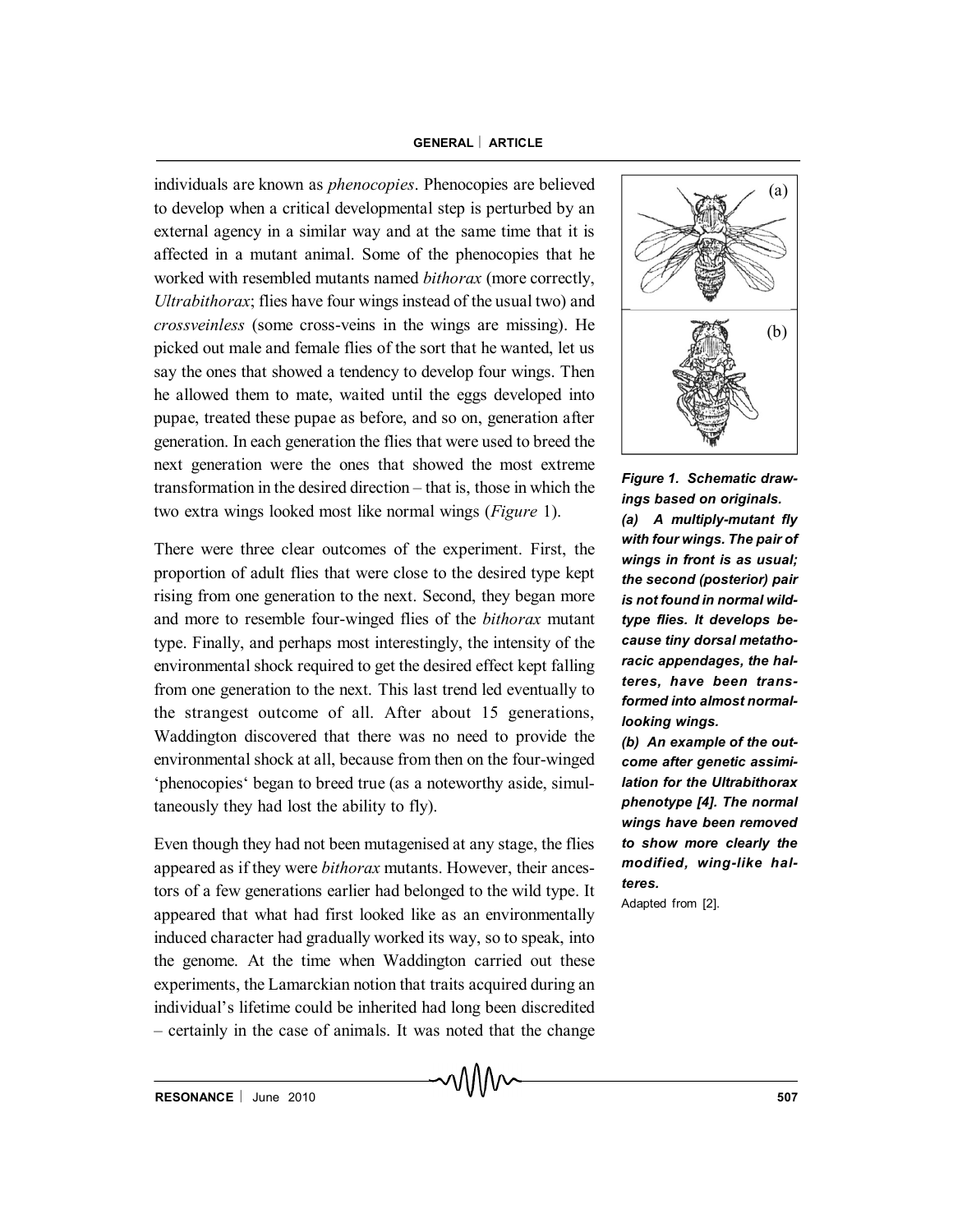individuals are known as *phenocopies*. Phenocopies are believed to develop when a critical developmental step is perturbed by an external agency in a similar way and at the same time that it is affected in a mutant animal. Some of the phenocopies that he worked with resembled mutants named *bithorax* (more correctly, *Ultrabithorax*; flies have four wings instead of the usual two) and *crossveinless* (some cross-veins in the wings are missing). He picked out male and female flies of the sort that he wanted, let us say the ones that showed a tendency to develop four wings. Then he allowed them to mate, waited until the eggs developed into pupae, treated these pupae as before, and so on, generation after generation. In each generation the flies that were used to breed the next generation were the ones that showed the most extreme transformation in the desired direction – that is, those in which the two extra wings looked most like normal wings (*Figure* 1).

There were three clear outcomes of the experiment. First, the proportion of adult flies that were close to the desired type kept rising from one generation to the next. Second, they began more and more to resemble four-winged flies of the *bithorax* mutant type. Finally, and perhaps most interestingly, the intensity of the environmental shock required to get the desired effect kept falling from one generation to the next. This last trend led eventually to the strangest outcome of all. After about 15 generations, Waddington discovered that there was no need to provide the environmental shock at all, because from then on the four-winged 'phenocopies' began to breed true (as a noteworthy aside, simultaneously they had lost the ability to fly).

Even though they had not been mutagenised at any stage, the flies appeared as if they were *bithorax* mutants. However, their ancestors of a few generations earlier had belonged to the wild type. It appeared that what had first looked like as an environmentally induced character had gradually worked its way, so to speak, into the genome. At the time when Waddington carried out these experiments, the Lamarckian notion that traits acquired during an individual's lifetime could be inherited had long been discredited – certainly in the case of animals. It was noted that the change

(a)

(b)

***Figure 1. Schematic drawings based on originals.***
***(a) A multiply-mutant fly with four wings. The pair of wings in front is as usual; the second (posterior) pair is not found in normal wild-type flies. It develops because tiny dorsal metathoracic appendages, the halteres, have been transformed into almost normal-looking wings.***
***(b) An example of the outcome after genetic assimilation for the Ultrabithorax phenotype [4]. The normal wings have been removed to show more clearly the modified, wing-like halteres.***
Adapted from [2].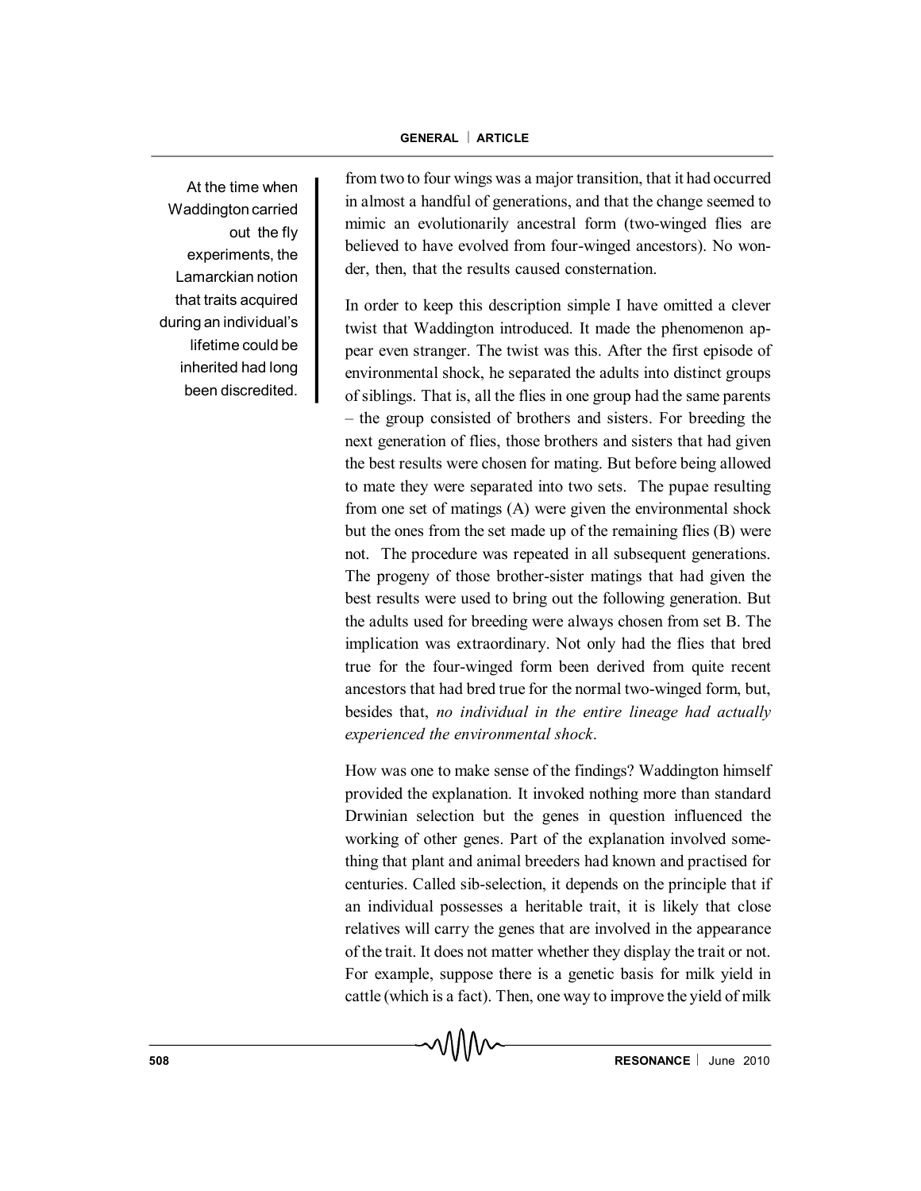At the time when Waddington carried out the fly experiments, the Lamarckian notion that traits acquired during an individual's lifetime could be inherited had long been discredited.

from two to four wings was a major transition, that it had occurred in almost a handful of generations, and that the change seemed to mimic an evolutionarily ancestral form (two-winged flies are believed to have evolved from four-winged ancestors). No wonder, then, that the results caused consternation.

In order to keep this description simple I have omitted a clever twist that Waddington introduced. It made the phenomenon appear even stranger. The twist was this. After the first episode of environmental shock, he separated the adults into distinct groups of siblings. That is, all the flies in one group had the same parents – the group consisted of brothers and sisters. For breeding the next generation of flies, those brothers and sisters that had given the best results were chosen for mating. But before being allowed to mate they were separated into two sets. The pupae resulting from one set of matings (A) were given the environmental shock but the ones from the set made up of the remaining flies (B) were not. The procedure was repeated in all subsequent generations. The progeny of those brother-sister matings that had given the best results were used to bring out the following generation. But the adults used for breeding were always chosen from set B. The implication was extraordinary. Not only had the flies that bred true for the four-winged form been derived from quite recent ancestors that had bred true for the normal two-winged form, but, besides that, *no individual in the entire lineage had actually experienced the environmental shock*.

How was one to make sense of the findings? Waddington himself provided the explanation. It invoked nothing more than standard Drwinian selection but the genes in question influenced the working of other genes. Part of the explanation involved something that plant and animal breeders had known and practised for centuries. Called sib-selection, it depends on the principle that if an individual possesses a heritable trait, it is likely that close relatives will carry the genes that are involved in the appearance of the trait. It does not matter whether they display the trait or not. For example, suppose there is a genetic basis for milk yield in cattle (which is a fact). Then, one way to improve the yield of milk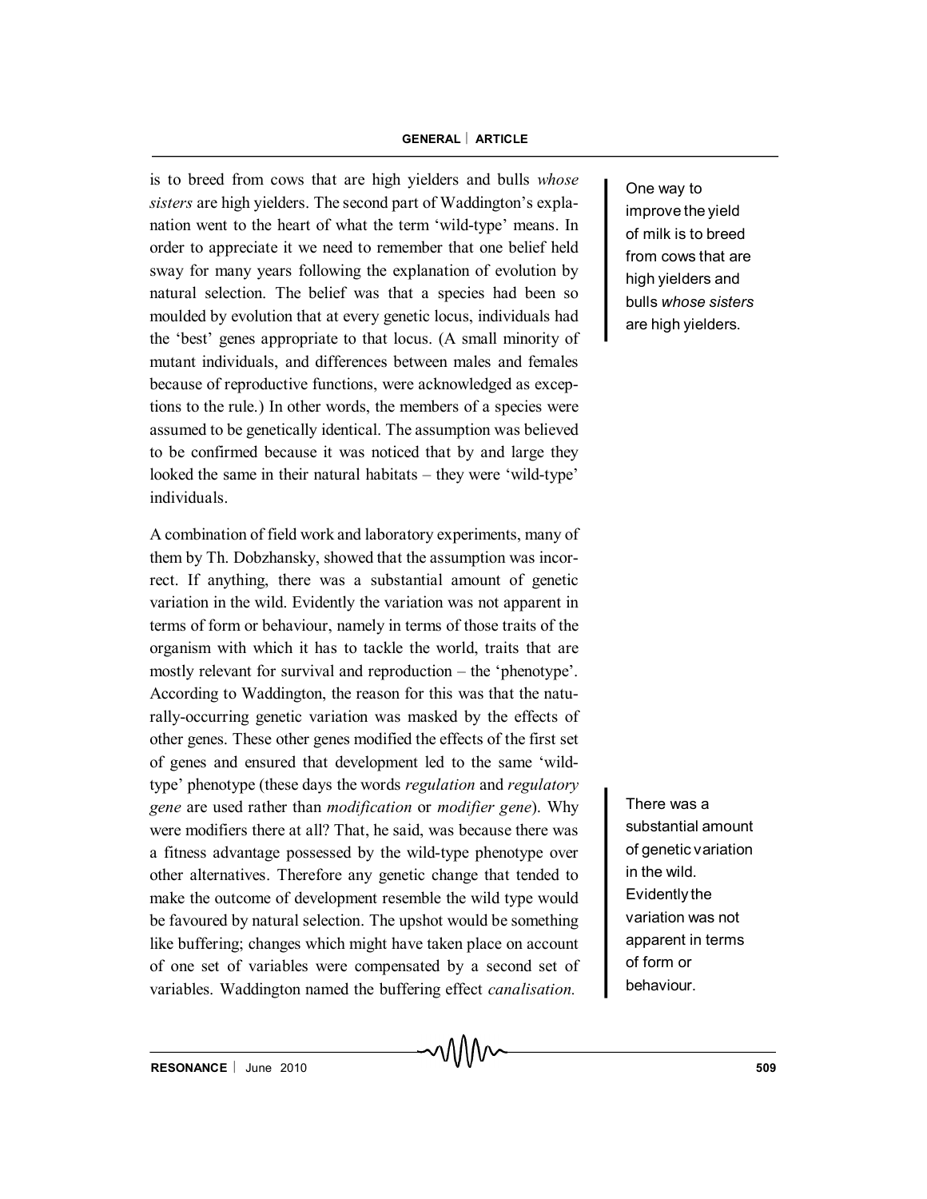is to breed from cows that are high yielders and bulls *whose sisters* are high yielders. The second part of Waddington's explanation went to the heart of what the term 'wild-type' means. In order to appreciate it we need to remember that one belief held sway for many years following the explanation of evolution by natural selection. The belief was that a species had been so moulded by evolution that at every genetic locus, individuals had the 'best' genes appropriate to that locus. (A small minority of mutant individuals, and differences between males and females because of reproductive functions, were acknowledged as exceptions to the rule.) In other words, the members of a species were assumed to be genetically identical. The assumption was believed to be confirmed because it was noticed that by and large they looked the same in their natural habitats – they were 'wild-type' individuals.

One way to improve the yield of milk is to breed from cows that are high yielders and bulls *whose sisters* are high yielders.

A combination of field work and laboratory experiments, many of them by Th. Dobzhansky, showed that the assumption was incorrect. If anything, there was a substantial amount of genetic variation in the wild. Evidently the variation was not apparent in terms of form or behaviour, namely in terms of those traits of the organism with which it has to tackle the world, traits that are mostly relevant for survival and reproduction – the 'phenotype'. According to Waddington, the reason for this was that the naturally-occurring genetic variation was masked by the effects of other genes. These other genes modified the effects of the first set of genes and ensured that development led to the same 'wild-type' phenotype (these days the words *regulation* and *regulatory gene* are used rather than *modification* or *modifier gene*). Why were modifiers there at all? That, he said, was because there was a fitness advantage possessed by the wild-type phenotype over other alternatives. Therefore any genetic change that tended to make the outcome of development resemble the wild type would be favoured by natural selection. The upshot would be something like buffering; changes which might have taken place on account of one set of variables were compensated by a second set of variables. Waddington named the buffering effect *canalisation.*

There was a substantial amount of genetic variation in the wild. Evidently the variation was not apparent in terms of form or behaviour.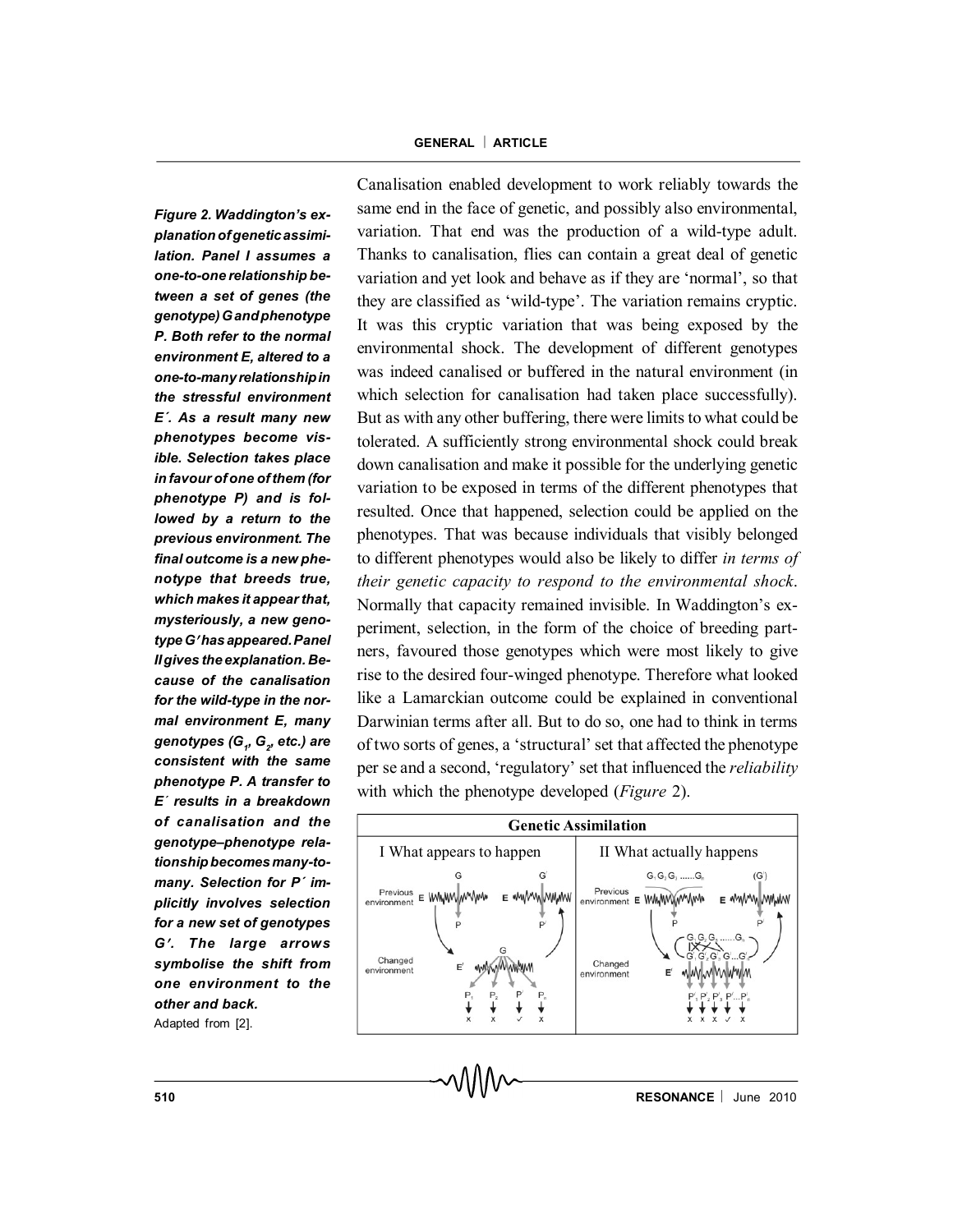Canalisation enabled development to work reliably towards the same end in the face of genetic, and possibly also environmental, variation. That end was the production of a wild-type adult. Thanks to canalisation, flies can contain a great deal of genetic variation and yet look and behave as if they are 'normal', so that they are classified as 'wild-type'. The variation remains cryptic. It was this cryptic variation that was being exposed by the environmental shock. The development of different genotypes was indeed canalised or buffered in the natural environment (in which selection for canalisation had taken place successfully). But as with any other buffering, there were limits to what could be tolerated. A sufficiently strong environmental shock could break down canalisation and make it possible for the underlying genetic variation to be exposed in terms of the different phenotypes that resulted. Once that happened, selection could be applied on the phenotypes. That was because individuals that visibly belonged to different phenotypes would also be likely to differ *in terms of their genetic capacity to respond to the environmental shock*. Normally that capacity remained invisible. In Waddington's experiment, selection, in the form of the choice of breeding partners, favoured those genotypes which were most likely to give rise to the desired four-winged phenotype. Therefore what looked like a Lamarckian outcome could be explained in conventional Darwinian terms after all. But to do so, one had to think in terms of two sorts of genes, a 'structural' set that affected the phenotype per se and a second, 'regulatory' set that influenced the *reliability* with which the phenotype developed (*Figure* 2).

Genetic Assimilation

I What appears to happen

II What actually happens

G

G′

Previous environment E

E

P

P′

Changed environment

E′

$P_1$ $P_2$ $P'$ $P_n$

x x ✓ x

$G_1\, G_2\, G_3 \ldots\ldots G_n$

(G′)

$G_1\, G_2\, G_3 \ldots\ldots G_n$

$G'_1\, G'_2\, G'_3\, G' \ldots G'_n$

$P'_1\, P'_2\, P'_3\, P' \ldots P'_n$

x x x ✓ x

***Figure 2. Waddington's explanation of genetic assimilation. Panel I assumes a one-to-one relationship between a set of genes (the genotype) G and phenotype P. Both refer to the normal environment E, altered to a one-to-many relationship in the stressful environment E´. As a result many new phenotypes become visible. Selection takes place in favour of one of them (for phenotype P) and is followed by a return to the previous environment. The final outcome is a new phenotype that breeds true, which makes it appear that, mysteriously, a new genotype G′ has appeared. Panel II gives the explanation. Because of the canalisation for the wild-type in the normal environment E, many genotypes ($G_1$, $G_2$, etc.) are consistent with the same phenotype P. A transfer to E´ results in a breakdown of canalisation and the genotype–phenotype relationship becomes many-to-many. Selection for P´ implicitly involves selection for a new set of genotypes G′. The large arrows symbolise the shift from one environment to the other and back.***

Adapted from [2].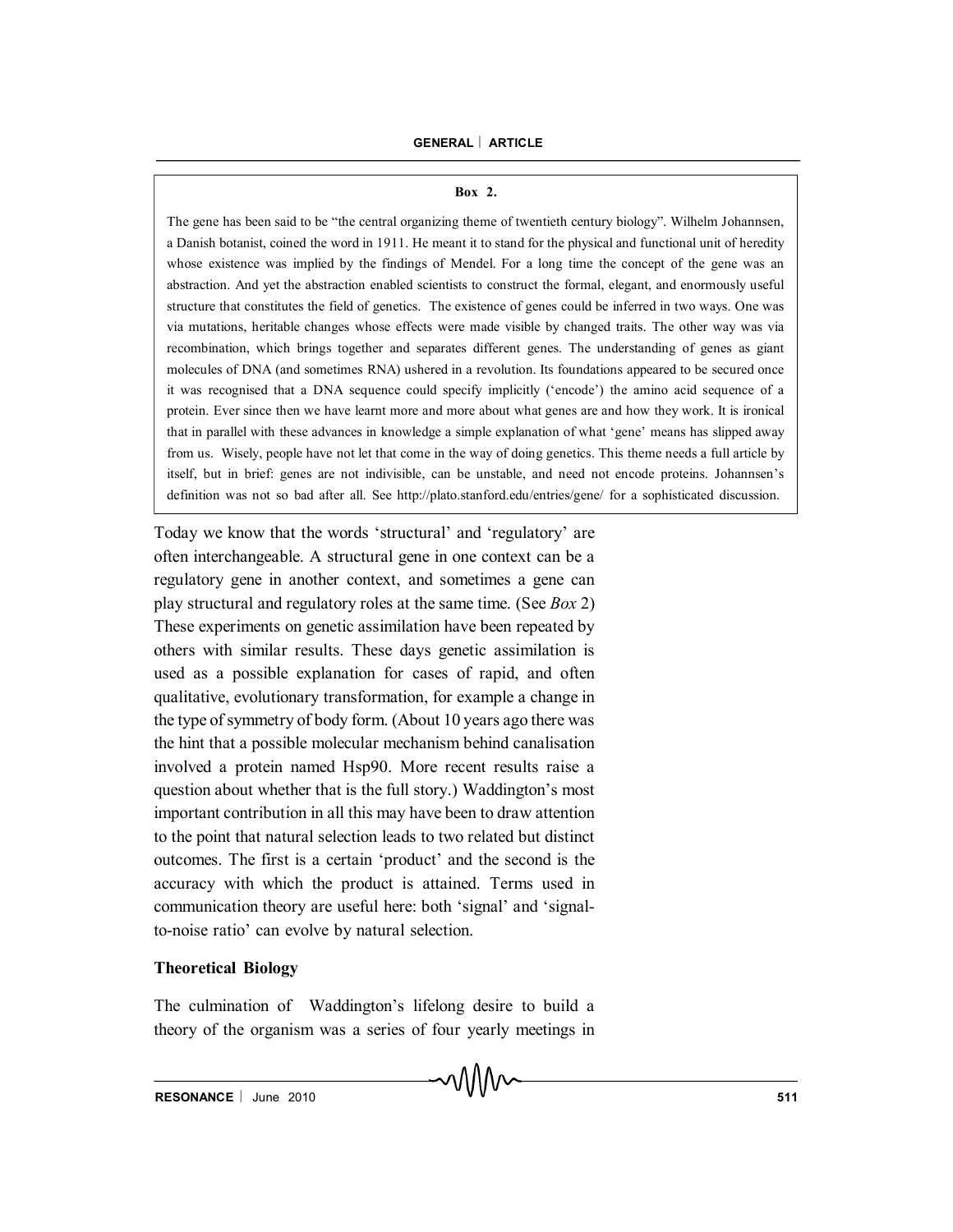**Box 2.**

The gene has been said to be "the central organizing theme of twentieth century biology". Wilhelm Johannsen, a Danish botanist, coined the word in 1911. He meant it to stand for the physical and functional unit of heredity whose existence was implied by the findings of Mendel. For a long time the concept of the gene was an abstraction. And yet the abstraction enabled scientists to construct the formal, elegant, and enormously useful structure that constitutes the field of genetics. The existence of genes could be inferred in two ways. One was via mutations, heritable changes whose effects were made visible by changed traits. The other way was via recombination, which brings together and separates different genes. The understanding of genes as giant molecules of DNA (and sometimes RNA) ushered in a revolution. Its foundations appeared to be secured once it was recognised that a DNA sequence could specify implicitly ('encode') the amino acid sequence of a protein. Ever since then we have learnt more and more about what genes are and how they work. It is ironical that in parallel with these advances in knowledge a simple explanation of what 'gene' means has slipped away from us. Wisely, people have not let that come in the way of doing genetics. This theme needs a full article by itself, but in brief: genes are not indivisible, can be unstable, and need not encode proteins. Johannsen's definition was not so bad after all. See http://plato.stanford.edu/entries/gene/ for a sophisticated discussion.

Today we know that the words 'structural' and 'regulatory' are often interchangeable. A structural gene in one context can be a regulatory gene in another context, and sometimes a gene can play structural and regulatory roles at the same time. (See *Box* 2) These experiments on genetic assimilation have been repeated by others with similar results. These days genetic assimilation is used as a possible explanation for cases of rapid, and often qualitative, evolutionary transformation, for example a change in the type of symmetry of body form. (About 10 years ago there was the hint that a possible molecular mechanism behind canalisation involved a protein named Hsp90. More recent results raise a question about whether that is the full story.) Waddington's most important contribution in all this may have been to draw attention to the point that natural selection leads to two related but distinct outcomes. The first is a certain 'product' and the second is the accuracy with which the product is attained. Terms used in communication theory are useful here: both 'signal' and 'signal-to-noise ratio' can evolve by natural selection.

## Theoretical Biology

The culmination of Waddington's lifelong desire to build a theory of the organism was a series of four yearly meetings in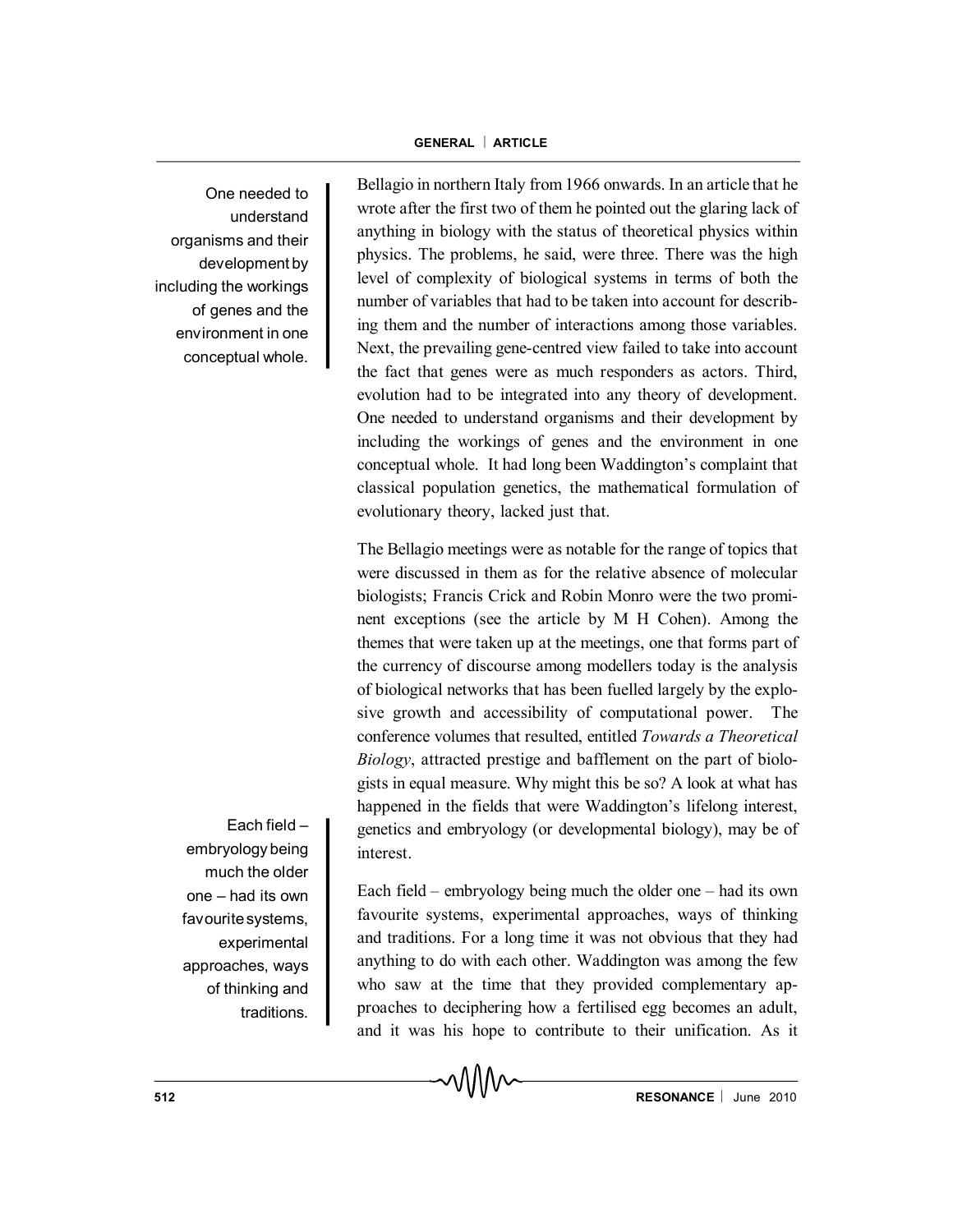Bellagio in northern Italy from 1966 onwards. In an article that he wrote after the first two of them he pointed out the glaring lack of anything in biology with the status of theoretical physics within physics. The problems, he said, were three. There was the high level of complexity of biological systems in terms of both the number of variables that had to be taken into account for describing them and the number of interactions among those variables. Next, the prevailing gene-centred view failed to take into account the fact that genes were as much responders as actors. Third, evolution had to be integrated into any theory of development. One needed to understand organisms and their development by including the workings of genes and the environment in one conceptual whole. It had long been Waddington's complaint that classical population genetics, the mathematical formulation of evolutionary theory, lacked just that.

> One needed to understand organisms and their development by including the workings of genes and the environment in one conceptual whole.

The Bellagio meetings were as notable for the range of topics that were discussed in them as for the relative absence of molecular biologists; Francis Crick and Robin Monro were the two prominent exceptions (see the article by M H Cohen). Among the themes that were taken up at the meetings, one that forms part of the currency of discourse among modellers today is the analysis of biological networks that has been fuelled largely by the explosive growth and accessibility of computational power. The conference volumes that resulted, entitled *Towards a Theoretical Biology*, attracted prestige and bafflement on the part of biologists in equal measure. Why might this be so? A look at what has happened in the fields that were Waddington's lifelong interest, genetics and embryology (or developmental biology), may be of interest.

Each field – embryology being much the older one – had its own favourite systems, experimental approaches, ways of thinking and traditions. For a long time it was not obvious that they had anything to do with each other. Waddington was among the few who saw at the time that they provided complementary approaches to deciphering how a fertilised egg becomes an adult, and it was his hope to contribute to their unification. As it

> Each field – embryology being much the older one – had its own favourite systems, experimental approaches, ways of thinking and traditions.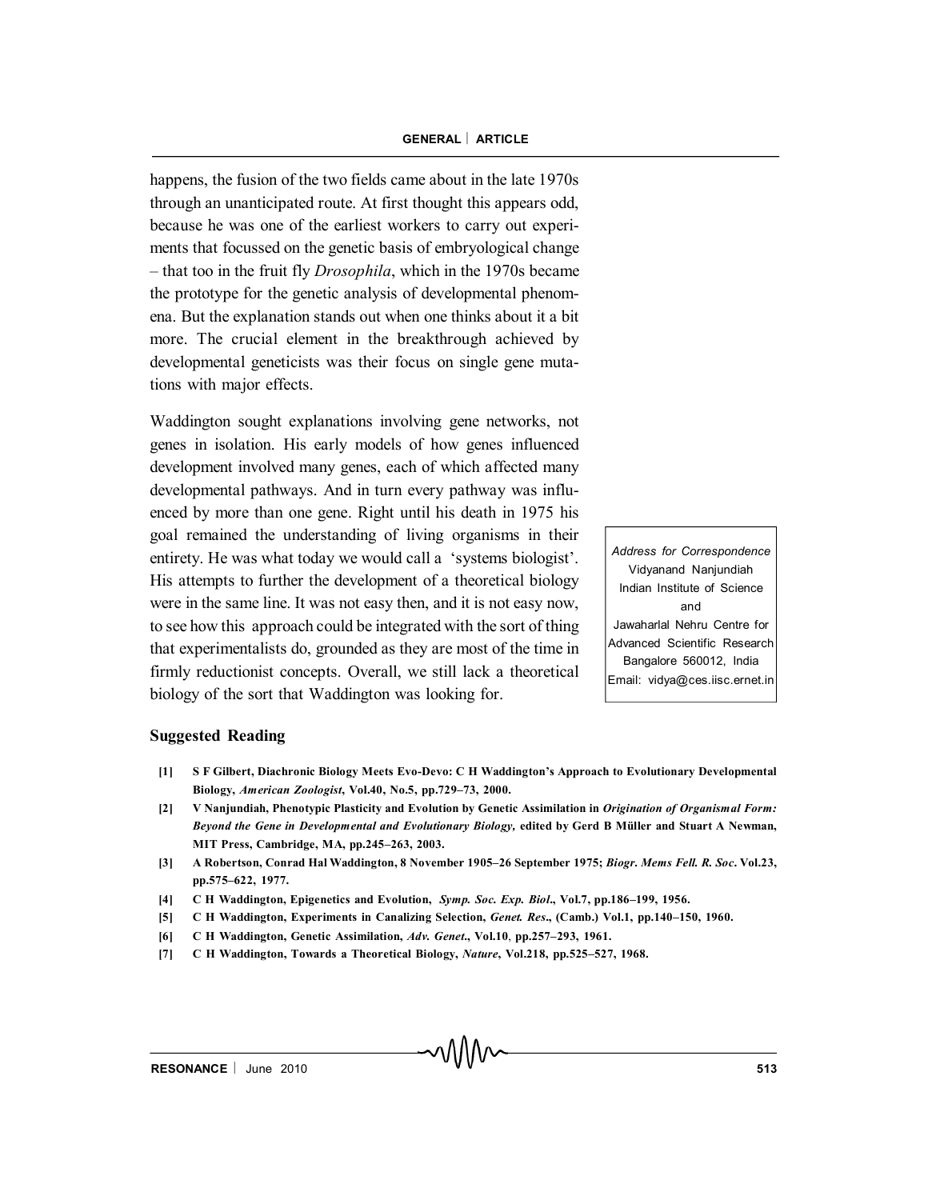happens, the fusion of the two fields came about in the late 1970s through an unanticipated route. At first thought this appears odd, because he was one of the earliest workers to carry out experiments that focussed on the genetic basis of embryological change – that too in the fruit fly *Drosophila*, which in the 1970s became the prototype for the genetic analysis of developmental phenomena. But the explanation stands out when one thinks about it a bit more. The crucial element in the breakthrough achieved by developmental geneticists was their focus on single gene mutations with major effects.

Waddington sought explanations involving gene networks, not genes in isolation. His early models of how genes influenced development involved many genes, each of which affected many developmental pathways. And in turn every pathway was influenced by more than one gene. Right until his death in 1975 his goal remained the understanding of living organisms in their entirety. He was what today we would call a 'systems biologist'. His attempts to further the development of a theoretical biology were in the same line. It was not easy then, and it is not easy now, to see how this approach could be integrated with the sort of thing that experimentalists do, grounded as they are most of the time in firmly reductionist concepts. Overall, we still lack a theoretical biology of the sort that Waddington was looking for.

*Address for Correspondence*
Vidyanand Nanjundiah
Indian Institute of Science
and
Jawaharlal Nehru Centre for Advanced Scientific Research
Bangalore 560012, India
Email: vidya@ces.iisc.ernet.in

## Suggested Reading

[1] S F Gilbert, Diachronic Biology Meets Evo-Devo: C H Waddington's Approach to Evolutionary Developmental Biology, *American Zoologist*, Vol.40, No.5, pp.729–73, 2000.

[2] V Nanjundiah, Phenotypic Plasticity and Evolution by Genetic Assimilation in *Origination of Organismal Form: Beyond the Gene in Developmental and Evolutionary Biology,* edited by Gerd B Müller and Stuart A Newman, MIT Press, Cambridge, MA, pp.245–263, 2003.

[3] A Robertson, Conrad Hal Waddington, 8 November 1905–26 September 1975; *Biogr. Mems Fell. R. Soc*. Vol.23, pp.575–622, 1977.

[4] C H Waddington, Epigenetics and Evolution, *Symp. Soc. Exp. Biol*., Vol.7, pp.186–199, 1956.

[5] C H Waddington, Experiments in Canalizing Selection, *Genet. Res*., (Camb.) Vol.1, pp.140–150, 1960.

[6] C H Waddington, Genetic Assimilation, *Adv. Genet*., Vol.10, pp.257–293, 1961.

[7] C H Waddington, Towards a Theoretical Biology, *Nature*, Vol.218, pp.525–527, 1968.